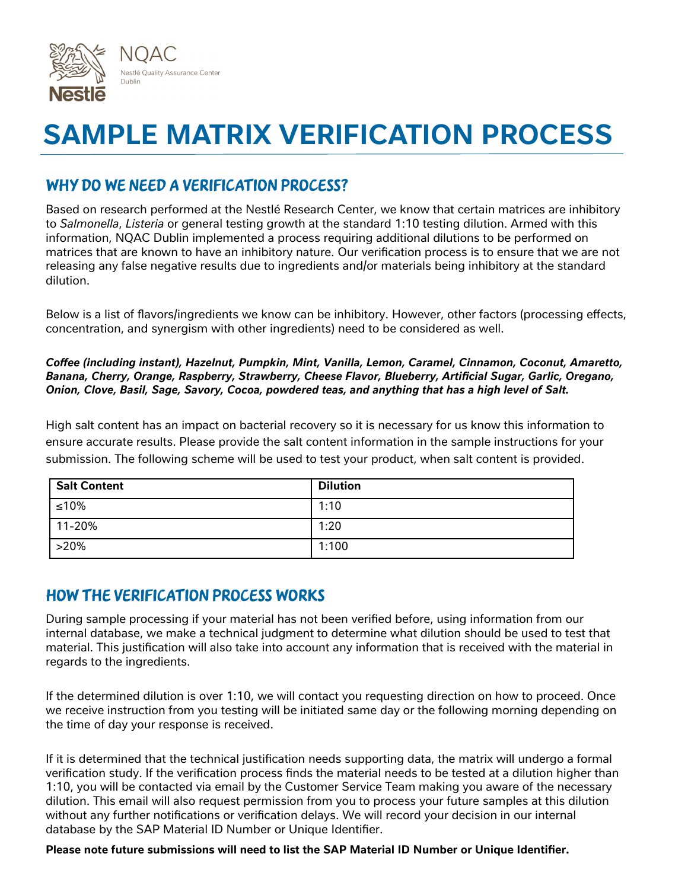NQAC

Nestlé Quality Assurance Center
Dublin

# SAMPLE MATRIX VERIFICATION PROCESS

## WHY DO WE NEED A VERIFICATION PROCESS?

Based on research performed at the Nestlé Research Center, we know that certain matrices are inhibitory to *Salmonella*, *Listeria* or general testing growth at the standard 1:10 testing dilution. Armed with this information, NQAC Dublin implemented a process requiring additional dilutions to be performed on matrices that are known to have an inhibitory nature. Our verification process is to ensure that we are not releasing any false negative results due to ingredients and/or materials being inhibitory at the standard dilution.

Below is a list of flavors/ingredients we know can be inhibitory. However, other factors (processing effects, concentration, and synergism with other ingredients) need to be considered as well.

***Coffee (including instant), Hazelnut, Pumpkin, Mint, Vanilla, Lemon, Caramel, Cinnamon, Coconut, Amaretto, Banana, Cherry, Orange, Raspberry, Strawberry, Cheese Flavor, Blueberry, Artificial Sugar, Garlic, Oregano, Onion, Clove, Basil, Sage, Savory, Cocoa, powdered teas, and anything that has a high level of Salt.***

High salt content has an impact on bacterial recovery so it is necessary for us know this information to ensure accurate results. Please provide the salt content information in the sample instructions for your submission. The following scheme will be used to test your product, when salt content is provided.

| Salt Content | Dilution |
|---|---|
| ≤10% | 1:10 |
| 11-20% | 1:20 |
| >20% | 1:100 |

## HOW THE VERIFICATION PROCESS WORKS

During sample processing if your material has not been verified before, using information from our internal database, we make a technical judgment to determine what dilution should be used to test that material. This justification will also take into account any information that is received with the material in regards to the ingredients.

If the determined dilution is over 1:10, we will contact you requesting direction on how to proceed. Once we receive instruction from you testing will be initiated same day or the following morning depending on the time of day your response is received.

If it is determined that the technical justification needs supporting data, the matrix will undergo a formal verification study. If the verification process finds the material needs to be tested at a dilution higher than 1:10, you will be contacted via email by the Customer Service Team making you aware of the necessary dilution. This email will also request permission from you to process your future samples at this dilution without any further notifications or verification delays. We will record your decision in our internal database by the SAP Material ID Number or Unique Identifier.

**Please note future submissions will need to list the SAP Material ID Number or Unique Identifier.**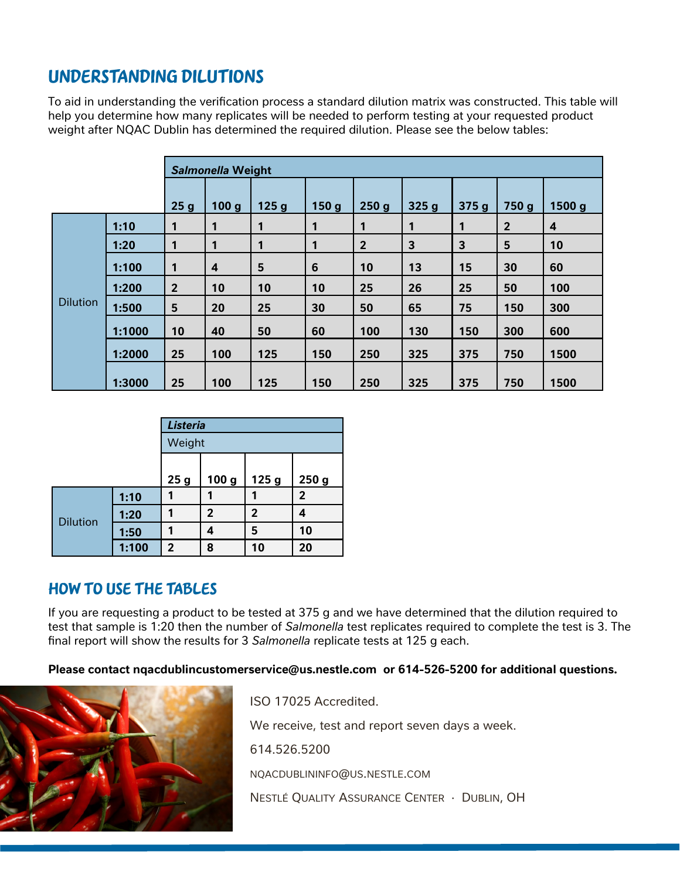## UNDERSTANDING DILUTIONS

To aid in understanding the verification process a standard dilution matrix was constructed. This table will help you determine how many replicates will be needed to perform testing at your requested product weight after NQAC Dublin has determined the required dilution. Please see the below tables:

| | | *Salmonella* Weight | | | | | | | | |
|---|---|---|---|---|---|---|---|---|---|---|
| | | **25 g** | **100 g** | **125 g** | **150 g** | **250 g** | **325 g** | **375 g** | **750 g** | **1500 g** |
| Dilution | **1:10** | **1** | **1** | **1** | **1** | **1** | **1** | **1** | **2** | **4** |
| | **1:20** | **1** | **1** | **1** | **1** | **2** | **3** | **3** | **5** | **10** |
| | **1:100** | **1** | **4** | **5** | **6** | **10** | **13** | **15** | **30** | **60** |
| | **1:200** | **2** | **10** | **10** | **10** | **25** | **26** | **25** | **50** | **100** |
| | **1:500** | **5** | **20** | **25** | **30** | **50** | **65** | **75** | **150** | **300** |
| | **1:1000** | **10** | **40** | **50** | **60** | **100** | **130** | **150** | **300** | **600** |
| | **1:2000** | **25** | **100** | **125** | **150** | **250** | **325** | **375** | **750** | **1500** |
| | **1:3000** | **25** | **100** | **125** | **150** | **250** | **325** | **375** | **750** | **1500** |

| | | ***Listeria*** Weight | | | |
|---|---|---|---|---|---|
| | | **25 g** | **100 g** | **125 g** | **250 g** |
| Dilution | **1:10** | **1** | **1** | **1** | **2** |
| | **1:20** | **1** | **2** | **2** | **4** |
| | **1:50** | **1** | **4** | **5** | **10** |
| | **1:100** | **2** | **8** | **10** | **20** |

## HOW TO USE THE TABLES

If you are requesting a product to be tested at 375 g and we have determined that the dilution required to test that sample is 1:20 then the number of *Salmonella* test replicates required to complete the test is 3. The final report will show the results for 3 *Salmonella* replicate tests at 125 g each.

**Please contact nqacdublincustomerservice@us.nestle.com or 614-526-5200 for additional questions.**

ISO 17025 Accredited.

We receive, test and report seven days a week.

614.526.5200

NQACDUBLININFO@US.NESTLE.COM

NESTLÉ QUALITY ASSURANCE CENTER · DUBLIN, OH